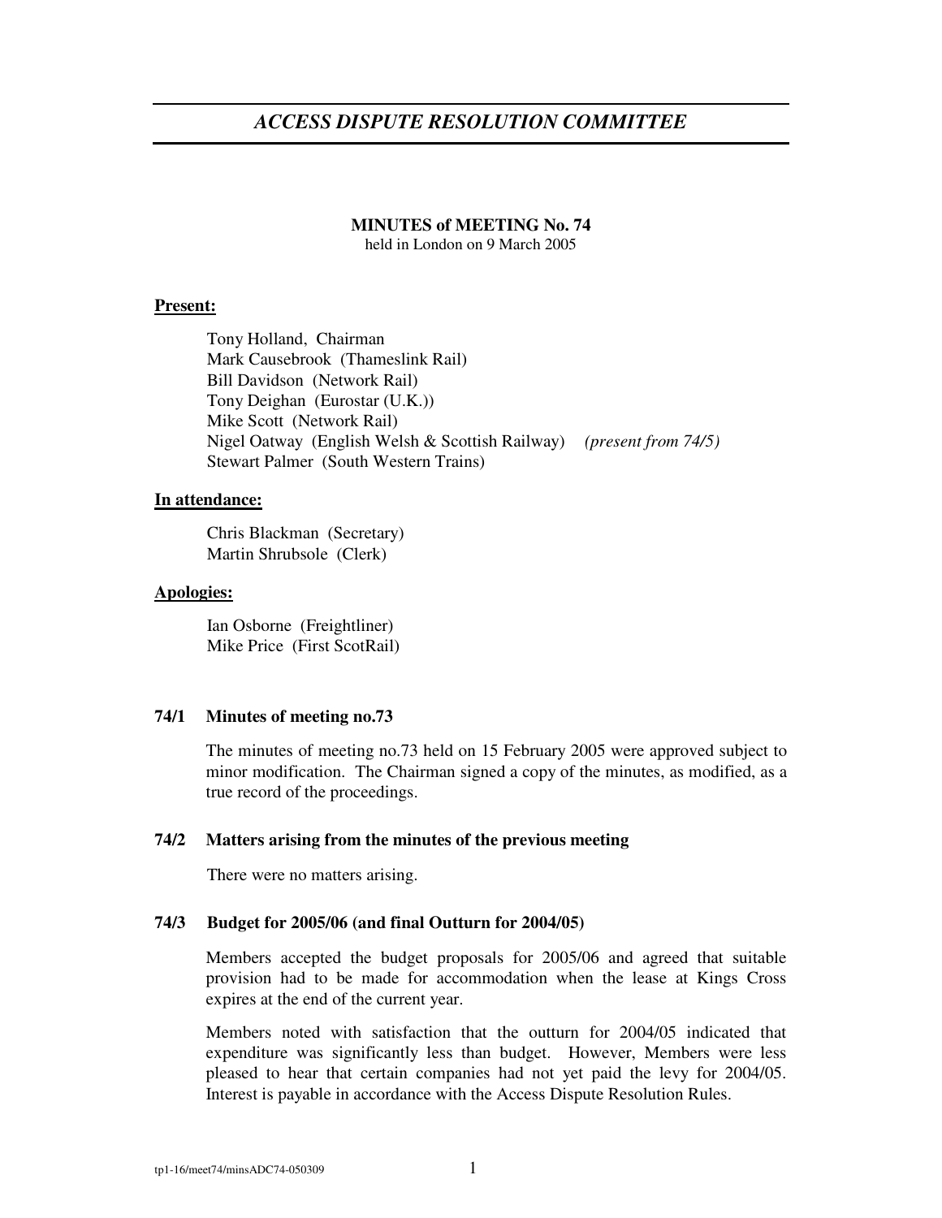# *ACCESS DISPUTE RESOLUTION COMMITTEE*

**MINUTES of MEETING No. 74**
held in London on 9 March 2005

**Present:**

Tony Holland, Chairman
Mark Causebrook (Thameslink Rail)
Bill Davidson (Network Rail)
Tony Deighan (Eurostar (U.K.))
Mike Scott (Network Rail)
Nigel Oatway (English Welsh & Scottish Railway) *(present from 74/5)*
Stewart Palmer (South Western Trains)

**In attendance:**

Chris Blackman (Secretary)
Martin Shrubsole (Clerk)

**Apologies:**

Ian Osborne (Freightliner)
Mike Price (First ScotRail)

**74/1 Minutes of meeting no.73**

The minutes of meeting no.73 held on 15 February 2005 were approved subject to minor modification. The Chairman signed a copy of the minutes, as modified, as a true record of the proceedings.

**74/2 Matters arising from the minutes of the previous meeting**

There were no matters arising.

**74/3 Budget for 2005/06 (and final Outturn for 2004/05)**

Members accepted the budget proposals for 2005/06 and agreed that suitable provision had to be made for accommodation when the lease at Kings Cross expires at the end of the current year.

Members noted with satisfaction that the outturn for 2004/05 indicated that expenditure was significantly less than budget. However, Members were less pleased to hear that certain companies had not yet paid the levy for 2004/05. Interest is payable in accordance with the Access Dispute Resolution Rules.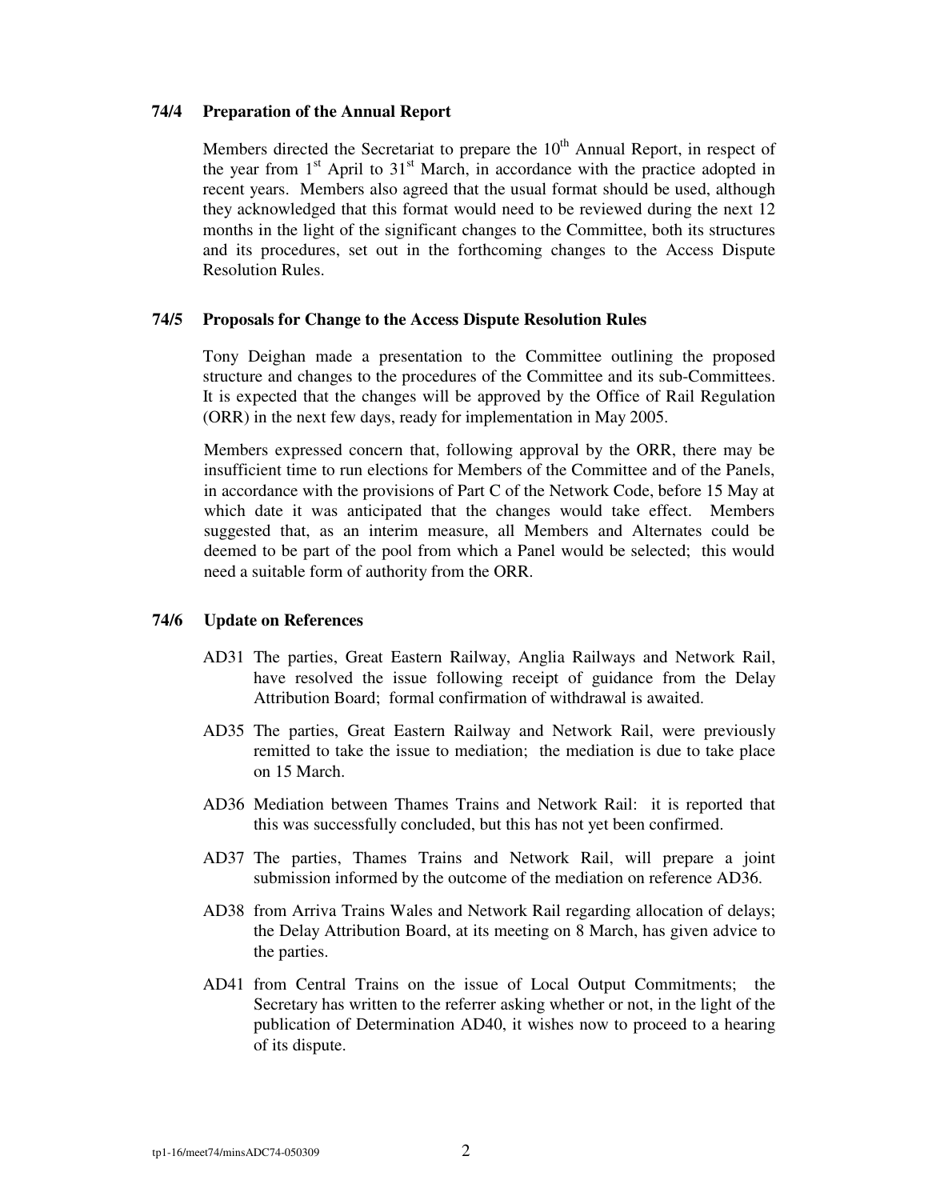### 74/4 Preparation of the Annual Report

Members directed the Secretariat to prepare the 10th Annual Report, in respect of the year from 1st April to 31st March, in accordance with the practice adopted in recent years. Members also agreed that the usual format should be used, although they acknowledged that this format would need to be reviewed during the next 12 months in the light of the significant changes to the Committee, both its structures and its procedures, set out in the forthcoming changes to the Access Dispute Resolution Rules.

### 74/5 Proposals for Change to the Access Dispute Resolution Rules

Tony Deighan made a presentation to the Committee outlining the proposed structure and changes to the procedures of the Committee and its sub-Committees. It is expected that the changes will be approved by the Office of Rail Regulation (ORR) in the next few days, ready for implementation in May 2005.

Members expressed concern that, following approval by the ORR, there may be insufficient time to run elections for Members of the Committee and of the Panels, in accordance with the provisions of Part C of the Network Code, before 15 May at which date it was anticipated that the changes would take effect. Members suggested that, as an interim measure, all Members and Alternates could be deemed to be part of the pool from which a Panel would be selected; this would need a suitable form of authority from the ORR.

### 74/6 Update on References

- AD31 The parties, Great Eastern Railway, Anglia Railways and Network Rail, have resolved the issue following receipt of guidance from the Delay Attribution Board; formal confirmation of withdrawal is awaited.
- AD35 The parties, Great Eastern Railway and Network Rail, were previously remitted to take the issue to mediation; the mediation is due to take place on 15 March.
- AD36 Mediation between Thames Trains and Network Rail: it is reported that this was successfully concluded, but this has not yet been confirmed.
- AD37 The parties, Thames Trains and Network Rail, will prepare a joint submission informed by the outcome of the mediation on reference AD36.
- AD38 from Arriva Trains Wales and Network Rail regarding allocation of delays; the Delay Attribution Board, at its meeting on 8 March, has given advice to the parties.
- AD41 from Central Trains on the issue of Local Output Commitments; the Secretary has written to the referrer asking whether or not, in the light of the publication of Determination AD40, it wishes now to proceed to a hearing of its dispute.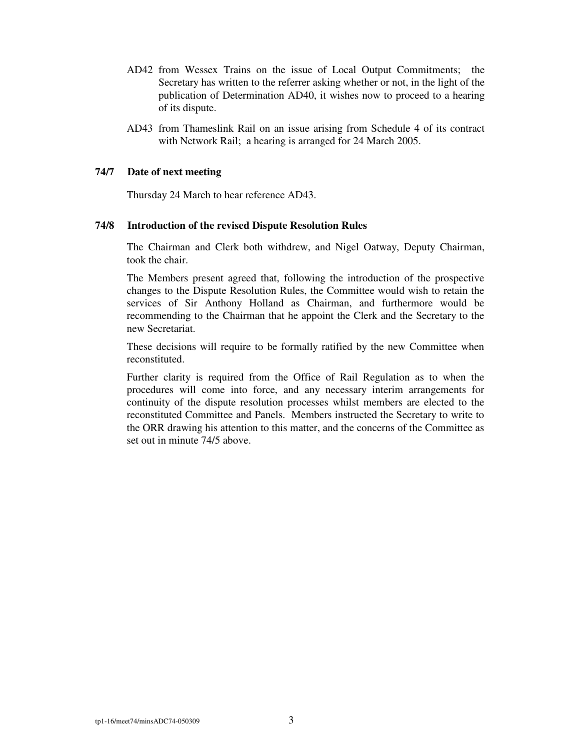AD42 from Wessex Trains on the issue of Local Output Commitments; the Secretary has written to the referrer asking whether or not, in the light of the publication of Determination AD40, it wishes now to proceed to a hearing of its dispute.

AD43 from Thameslink Rail on an issue arising from Schedule 4 of its contract with Network Rail; a hearing is arranged for 24 March 2005.

**74/7 Date of next meeting**

Thursday 24 March to hear reference AD43.

**74/8 Introduction of the revised Dispute Resolution Rules**

The Chairman and Clerk both withdrew, and Nigel Oatway, Deputy Chairman, took the chair.

The Members present agreed that, following the introduction of the prospective changes to the Dispute Resolution Rules, the Committee would wish to retain the services of Sir Anthony Holland as Chairman, and furthermore would be recommending to the Chairman that he appoint the Clerk and the Secretary to the new Secretariat.

These decisions will require to be formally ratified by the new Committee when reconstituted.

Further clarity is required from the Office of Rail Regulation as to when the procedures will come into force, and any necessary interim arrangements for continuity of the dispute resolution processes whilst members are elected to the reconstituted Committee and Panels. Members instructed the Secretary to write to the ORR drawing his attention to this matter, and the concerns of the Committee as set out in minute 74/5 above.